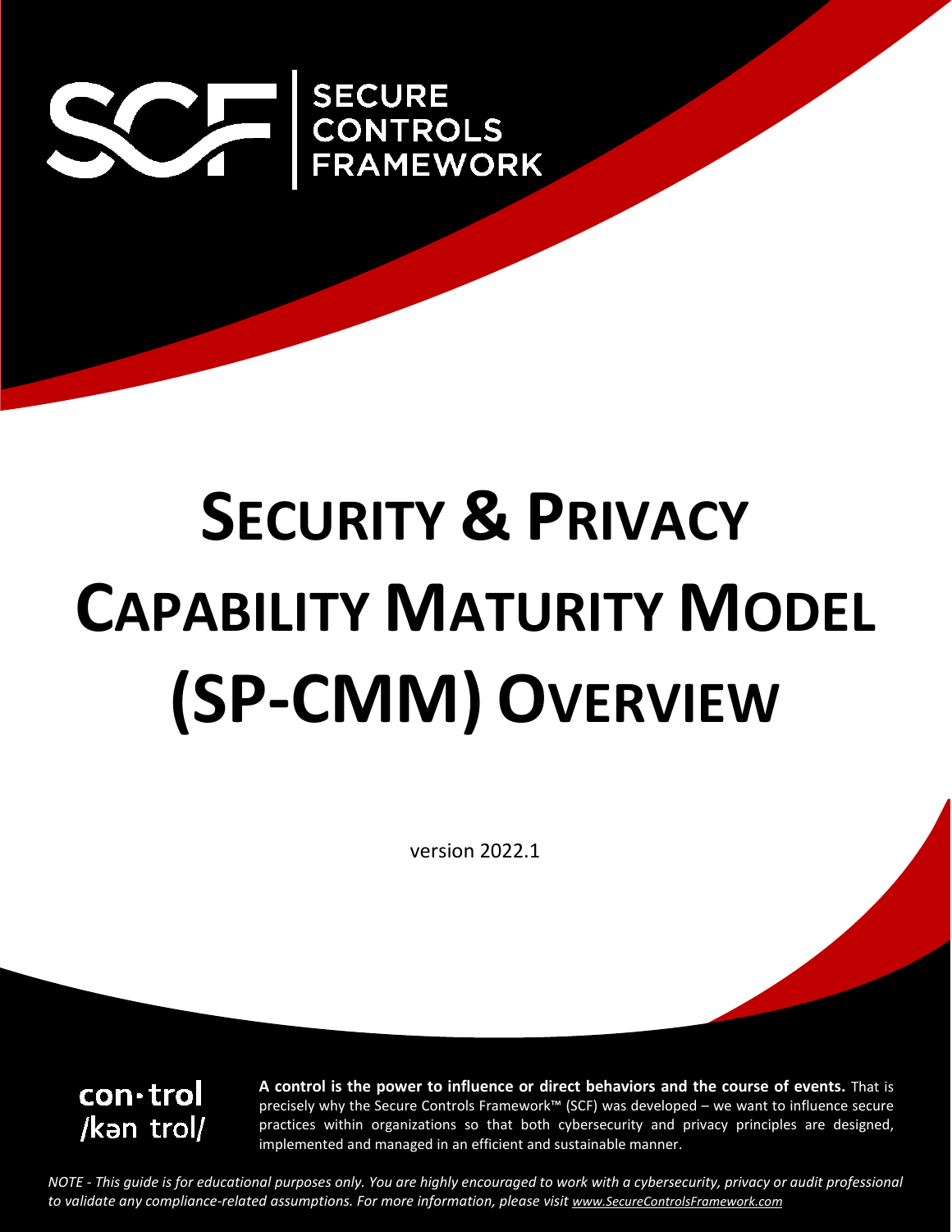SECURE CONTROLS FRAMEWORK

# Security & Privacy Capability Maturity Model (SP-CMM) Overview

version 2022.1

con·trol
/kən trol/

**A control is the power to influence or direct behaviors and the course of events.** That is precisely why the Secure Controls Framework™ (SCF) was developed – we want to influence secure practices within organizations so that both cybersecurity and privacy principles are designed, implemented and managed in an efficient and sustainable manner.

*NOTE - This guide is for educational purposes only. You are highly encouraged to work with a cybersecurity, privacy or audit professional to validate any compliance-related assumptions. For more information, please visit www.SecureControlsFramework.com*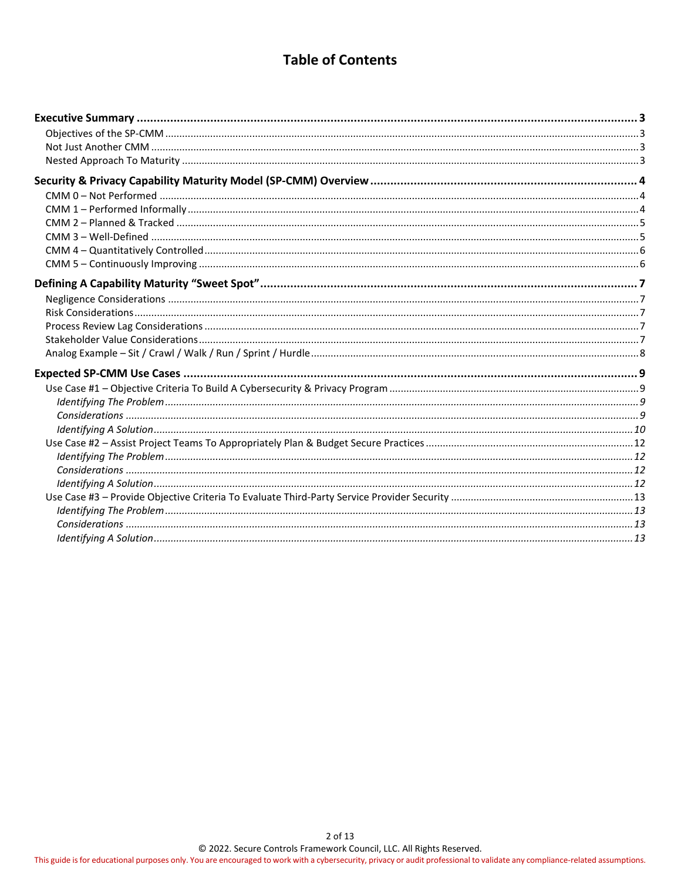# Table of Contents

**Executive Summary** ........ **3**
- Objectives of the SP-CMM ........ 3
- Not Just Another CMM ........ 3
- Nested Approach To Maturity ........ 3

**Security & Privacy Capability Maturity Model (SP-CMM) Overview** ........ **4**
- CMM 0 – Not Performed ........ 4
- CMM 1 – Performed Informally ........ 4
- CMM 2 – Planned & Tracked ........ 5
- CMM 3 – Well-Defined ........ 5
- CMM 4 – Quantitatively Controlled ........ 6
- CMM 5 – Continuously Improving ........ 6

**Defining A Capability Maturity "Sweet Spot"** ........ **7**
- Negligence Considerations ........ 7
- Risk Considerations ........ 7
- Process Review Lag Considerations ........ 7
- Stakeholder Value Considerations ........ 7
- Analog Example – Sit / Crawl / Walk / Run / Sprint / Hurdle ........ 8

**Expected SP-CMM Use Cases** ........ **9**
- Use Case #1 – Objective Criteria To Build A Cybersecurity & Privacy Program ........ 9
  - *Identifying The Problem* ........ *9*
  - *Considerations* ........ *9*
  - *Identifying A Solution* ........ *10*
- Use Case #2 – Assist Project Teams To Appropriately Plan & Budget Secure Practices ........ 12
  - *Identifying The Problem* ........ *12*
  - *Considerations* ........ *12*
  - *Identifying A Solution* ........ *12*
- Use Case #3 – Provide Objective Criteria To Evaluate Third-Party Service Provider Security ........ 13
  - *Identifying The Problem* ........ *13*
  - *Considerations* ........ *13*
  - *Identifying A Solution* ........ *13*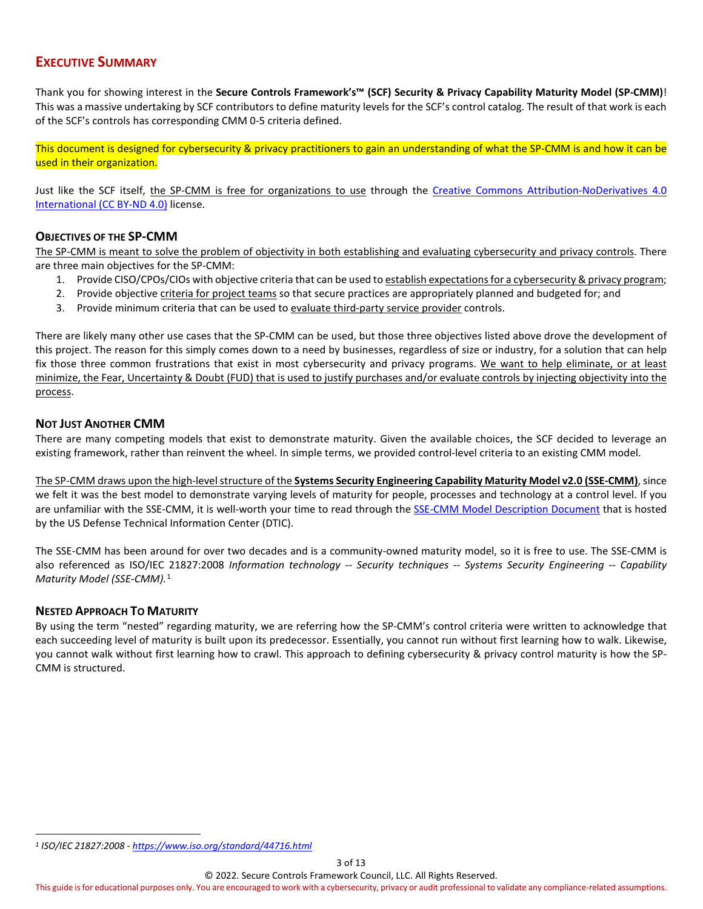## EXECUTIVE SUMMARY

Thank you for showing interest in the **Secure Controls Framework's™ (SCF) Security & Privacy Capability Maturity Model (SP-CMM)**! This was a massive undertaking by SCF contributors to define maturity levels for the SCF's control catalog. The result of that work is each of the SCF's controls has corresponding CMM 0-5 criteria defined.

This document is designed for cybersecurity & privacy practitioners to gain an understanding of what the SP-CMM is and how it can be used in their organization.

Just like the SCF itself, the SP-CMM is free for organizations to use through the [Creative Commons Attribution-NoDerivatives 4.0 International (CC BY-ND 4.0)]() license.

### OBJECTIVES OF THE SP-CMM

The SP-CMM is meant to solve the problem of objectivity in both establishing and evaluating cybersecurity and privacy controls. There are three main objectives for the SP-CMM:

1. Provide CISO/CPOs/CIOs with objective criteria that can be used to establish expectations for a cybersecurity & privacy program;
2. Provide objective criteria for project teams so that secure practices are appropriately planned and budgeted for; and
3. Provide minimum criteria that can be used to evaluate third-party service provider controls.

There are likely many other use cases that the SP-CMM can be used, but those three objectives listed above drove the development of this project. The reason for this simply comes down to a need by businesses, regardless of size or industry, for a solution that can help fix those three common frustrations that exist in most cybersecurity and privacy programs. We want to help eliminate, or at least minimize, the Fear, Uncertainty & Doubt (FUD) that is used to justify purchases and/or evaluate controls by injecting objectivity into the process.

### NOT JUST ANOTHER CMM

There are many competing models that exist to demonstrate maturity. Given the available choices, the SCF decided to leverage an existing framework, rather than reinvent the wheel. In simple terms, we provided control-level criteria to an existing CMM model.

The SP-CMM draws upon the high-level structure of the **Systems Security Engineering Capability Maturity Model v2.0 (SSE-CMM)**, since we felt it was the best model to demonstrate varying levels of maturity for people, processes and technology at a control level. If you are unfamiliar with the SSE-CMM, it is well-worth your time to read through the [SSE-CMM Model Description Document]() that is hosted by the US Defense Technical Information Center (DTIC).

The SSE-CMM has been around for over two decades and is a community-owned maturity model, so it is free to use. The SSE-CMM is also referenced as ISO/IEC 21827:2008 *Information technology -- Security techniques -- Systems Security Engineering -- Capability Maturity Model (SSE-CMM).*[1]

### NESTED APPROACH TO MATURITY

By using the term "nested" regarding maturity, we are referring how the SP-CMM's control criteria were written to acknowledge that each succeeding level of maturity is built upon its predecessor. Essentially, you cannot run without first learning how to walk. Likewise, you cannot walk without first learning how to crawl. This approach to defining cybersecurity & privacy control maturity is how the SP-CMM is structured.

---

[1] *ISO/IEC 21827:2008 - https://www.iso.org/standard/44716.html*

© 2022. Secure Controls Framework Council, LLC. All Rights Reserved.

This guide is for educational purposes only. You are encouraged to work with a cybersecurity, privacy or audit professional to validate any compliance-related assumptions.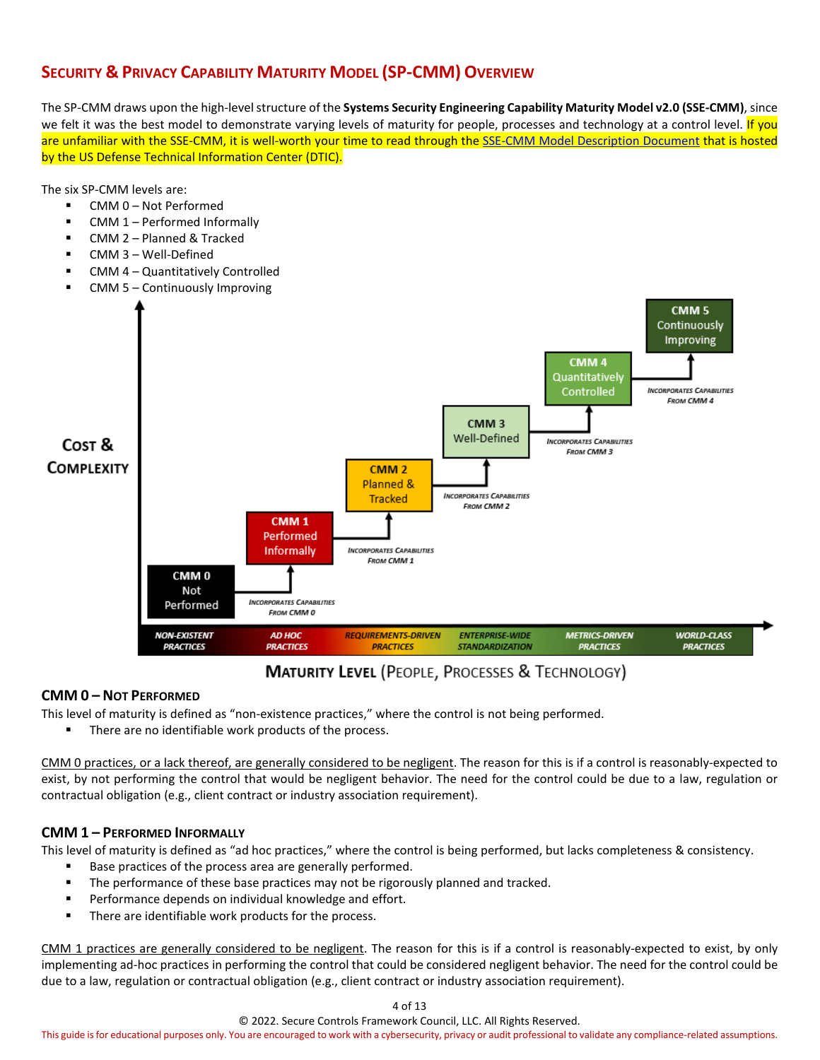## SECURITY & PRIVACY CAPABILITY MATURITY MODEL (SP-CMM) OVERVIEW

The SP-CMM draws upon the high-level structure of the **Systems Security Engineering Capability Maturity Model v2.0 (SSE-CMM)**, since we felt it was the best model to demonstrate varying levels of maturity for people, processes and technology at a control level. If you are unfamiliar with the SSE-CMM, it is well-worth your time to read through the SSE-CMM Model Description Document that is hosted by the US Defense Technical Information Center (DTIC).

The six SP-CMM levels are:

- CMM 0 – Not Performed
- CMM 1 – Performed Informally
- CMM 2 – Planned & Tracked
- CMM 3 – Well-Defined
- CMM 4 – Quantitatively Controlled
- CMM 5 – Continuously Improving

COST & COMPLEXITY

CMM 0 Not Performed → INCORPORATES CAPABILITIES FROM CMM 0 → CMM 1 Performed Informally → INCORPORATES CAPABILITIES FROM CMM 1 → CMM 2 Planned & Tracked → INCORPORATES CAPABILITIES FROM CMM 2 → CMM 3 Well-Defined → INCORPORATES CAPABILITIES FROM CMM 3 → CMM 4 Quantitatively Controlled → INCORPORATES CAPABILITIES FROM CMM 4 → CMM 5 Continuously Improving

NON-EXISTENT PRACTICES | AD HOC PRACTICES | REQUIREMENTS-DRIVEN PRACTICES | ENTERPRISE-WIDE STANDARDIZATION | METRICS-DRIVEN PRACTICES | WORLD-CLASS PRACTICES

MATURITY LEVEL (PEOPLE, PROCESSES & TECHNOLOGY)

### CMM 0 – NOT PERFORMED

This level of maturity is defined as "non-existence practices," where the control is not being performed.

- There are no identifiable work products of the process.

CMM 0 practices, or a lack thereof, are generally considered to be negligent. The reason for this is if a control is reasonably-expected to exist, by not performing the control that would be negligent behavior. The need for the control could be due to a law, regulation or contractual obligation (e.g., client contract or industry association requirement).

### CMM 1 – PERFORMED INFORMALLY

This level of maturity is defined as "ad hoc practices," where the control is being performed, but lacks completeness & consistency.

- Base practices of the process area are generally performed.
- The performance of these base practices may not be rigorously planned and tracked.
- Performance depends on individual knowledge and effort.
- There are identifiable work products for the process.

CMM 1 practices are generally considered to be negligent. The reason for this is if a control is reasonably-expected to exist, by only implementing ad-hoc practices in performing the control that could be considered negligent behavior. The need for the control could be due to a law, regulation or contractual obligation (e.g., client contract or industry association requirement).

This guide is for educational purposes only. You are encouraged to work with a cybersecurity, privacy or audit professional to validate any compliance-related assumptions.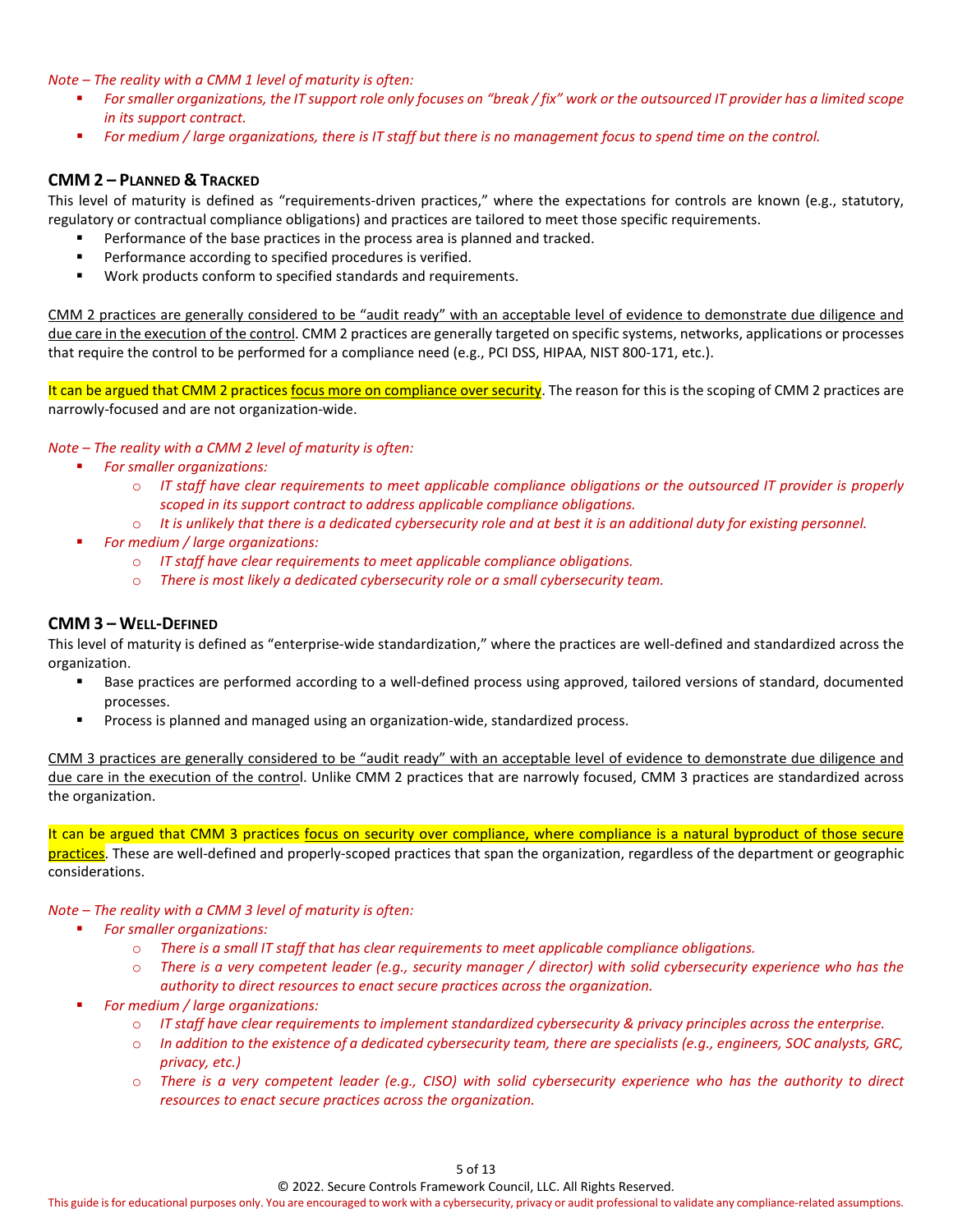*Note – The reality with a CMM 1 level of maturity is often:*

- *For smaller organizations, the IT support role only focuses on "break / fix" work or the outsourced IT provider has a limited scope in its support contract.*
- *For medium / large organizations, there is IT staff but there is no management focus to spend time on the control.*

### CMM 2 – Planned & Tracked

This level of maturity is defined as "requirements-driven practices," where the expectations for controls are known (e.g., statutory, regulatory or contractual compliance obligations) and practices are tailored to meet those specific requirements.

- Performance of the base practices in the process area is planned and tracked.
- Performance according to specified procedures is verified.
- Work products conform to specified standards and requirements.

<u>CMM 2 practices are generally considered to be "audit ready" with an acceptable level of evidence to demonstrate due diligence and due care in the execution of the control</u>. CMM 2 practices are generally targeted on specific systems, networks, applications or processes that require the control to be performed for a compliance need (e.g., PCI DSS, HIPAA, NIST 800-171, etc.).

It can be argued that CMM 2 practices <u>focus more on compliance over security</u>. The reason for this is the scoping of CMM 2 practices are narrowly-focused and are not organization-wide.

*Note – The reality with a CMM 2 level of maturity is often:*

- *For smaller organizations:*
  - *IT staff have clear requirements to meet applicable compliance obligations or the outsourced IT provider is properly scoped in its support contract to address applicable compliance obligations.*
  - *It is unlikely that there is a dedicated cybersecurity role and at best it is an additional duty for existing personnel.*
- *For medium / large organizations:*
  - *IT staff have clear requirements to meet applicable compliance obligations.*
  - *There is most likely a dedicated cybersecurity role or a small cybersecurity team.*

### CMM 3 – Well-Defined

This level of maturity is defined as "enterprise-wide standardization," where the practices are well-defined and standardized across the organization.

- Base practices are performed according to a well-defined process using approved, tailored versions of standard, documented processes.
- Process is planned and managed using an organization-wide, standardized process.

<u>CMM 3 practices are generally considered to be "audit ready" with an acceptable level of evidence to demonstrate due diligence and due care in the execution of the control</u>. Unlike CMM 2 practices that are narrowly focused, CMM 3 practices are standardized across the organization.

It can be argued that CMM 3 practices <u>focus on security over compliance, where compliance is a natural byproduct of those secure practices</u>. These are well-defined and properly-scoped practices that span the organization, regardless of the department or geographic considerations.

*Note – The reality with a CMM 3 level of maturity is often:*

- *For smaller organizations:*
  - *There is a small IT staff that has clear requirements to meet applicable compliance obligations.*
  - *There is a very competent leader (e.g., security manager / director) with solid cybersecurity experience who has the authority to direct resources to enact secure practices across the organization.*
- *For medium / large organizations:*
  - *IT staff have clear requirements to implement standardized cybersecurity & privacy principles across the enterprise.*
  - *In addition to the existence of a dedicated cybersecurity team, there are specialists (e.g., engineers, SOC analysts, GRC, privacy, etc.)*
  - *There is a very competent leader (e.g., CISO) with solid cybersecurity experience who has the authority to direct resources to enact secure practices across the organization.*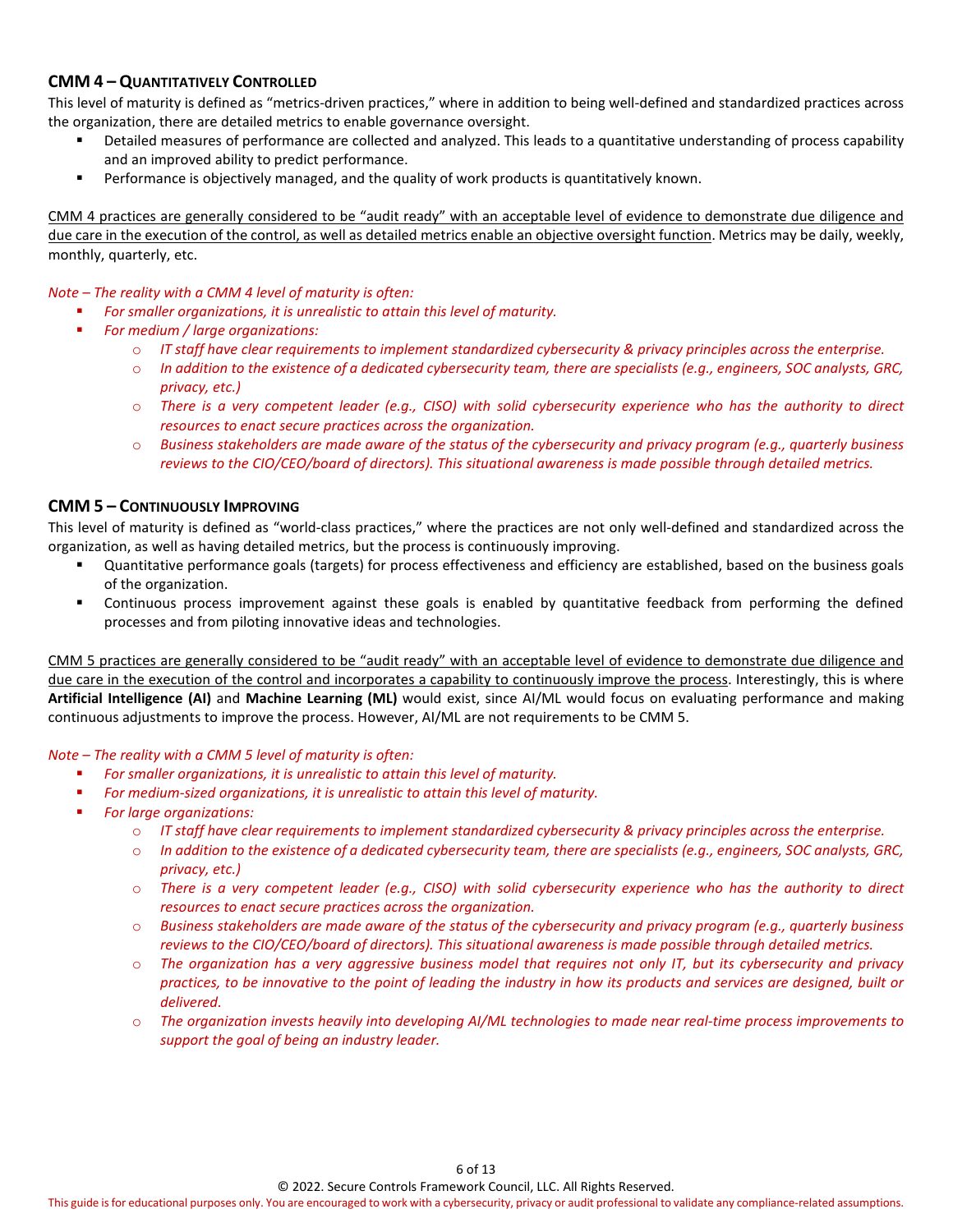### CMM 4 – Quantitatively Controlled

This level of maturity is defined as "metrics-driven practices," where in addition to being well-defined and standardized practices across the organization, there are detailed metrics to enable governance oversight.

- Detailed measures of performance are collected and analyzed. This leads to a quantitative understanding of process capability and an improved ability to predict performance.
- Performance is objectively managed, and the quality of work products is quantitatively known.

<u>CMM 4 practices are generally considered to be "audit ready" with an acceptable level of evidence to demonstrate due diligence and due care in the execution of the control, as well as detailed metrics enable an objective oversight function</u>. Metrics may be daily, weekly, monthly, quarterly, etc.

*Note – The reality with a CMM 4 level of maturity is often:*

- *For smaller organizations, it is unrealistic to attain this level of maturity.*
- *For medium / large organizations:*
  - *IT staff have clear requirements to implement standardized cybersecurity & privacy principles across the enterprise.*
  - *In addition to the existence of a dedicated cybersecurity team, there are specialists (e.g., engineers, SOC analysts, GRC, privacy, etc.)*
  - *There is a very competent leader (e.g., CISO) with solid cybersecurity experience who has the authority to direct resources to enact secure practices across the organization.*
  - *Business stakeholders are made aware of the status of the cybersecurity and privacy program (e.g., quarterly business reviews to the CIO/CEO/board of directors). This situational awareness is made possible through detailed metrics.*

### CMM 5 – Continuously Improving

This level of maturity is defined as "world-class practices," where the practices are not only well-defined and standardized across the organization, as well as having detailed metrics, but the process is continuously improving.

- Quantitative performance goals (targets) for process effectiveness and efficiency are established, based on the business goals of the organization.
- Continuous process improvement against these goals is enabled by quantitative feedback from performing the defined processes and from piloting innovative ideas and technologies.

<u>CMM 5 practices are generally considered to be "audit ready" with an acceptable level of evidence to demonstrate due diligence and due care in the execution of the control and incorporates a capability to continuously improve the process</u>. Interestingly, this is where **Artificial Intelligence (AI)** and **Machine Learning (ML)** would exist, since AI/ML would focus on evaluating performance and making continuous adjustments to improve the process. However, AI/ML are not requirements to be CMM 5.

*Note – The reality with a CMM 5 level of maturity is often:*

- *For smaller organizations, it is unrealistic to attain this level of maturity.*
- *For medium-sized organizations, it is unrealistic to attain this level of maturity.*
- *For large organizations:*
  - *IT staff have clear requirements to implement standardized cybersecurity & privacy principles across the enterprise.*
  - *In addition to the existence of a dedicated cybersecurity team, there are specialists (e.g., engineers, SOC analysts, GRC, privacy, etc.)*
  - *There is a very competent leader (e.g., CISO) with solid cybersecurity experience who has the authority to direct resources to enact secure practices across the organization.*
  - *Business stakeholders are made aware of the status of the cybersecurity and privacy program (e.g., quarterly business reviews to the CIO/CEO/board of directors). This situational awareness is made possible through detailed metrics.*
  - *The organization has a very aggressive business model that requires not only IT, but its cybersecurity and privacy practices, to be innovative to the point of leading the industry in how its products and services are designed, built or delivered.*
  - *The organization invests heavily into developing AI/ML technologies to made near real-time process improvements to support the goal of being an industry leader.*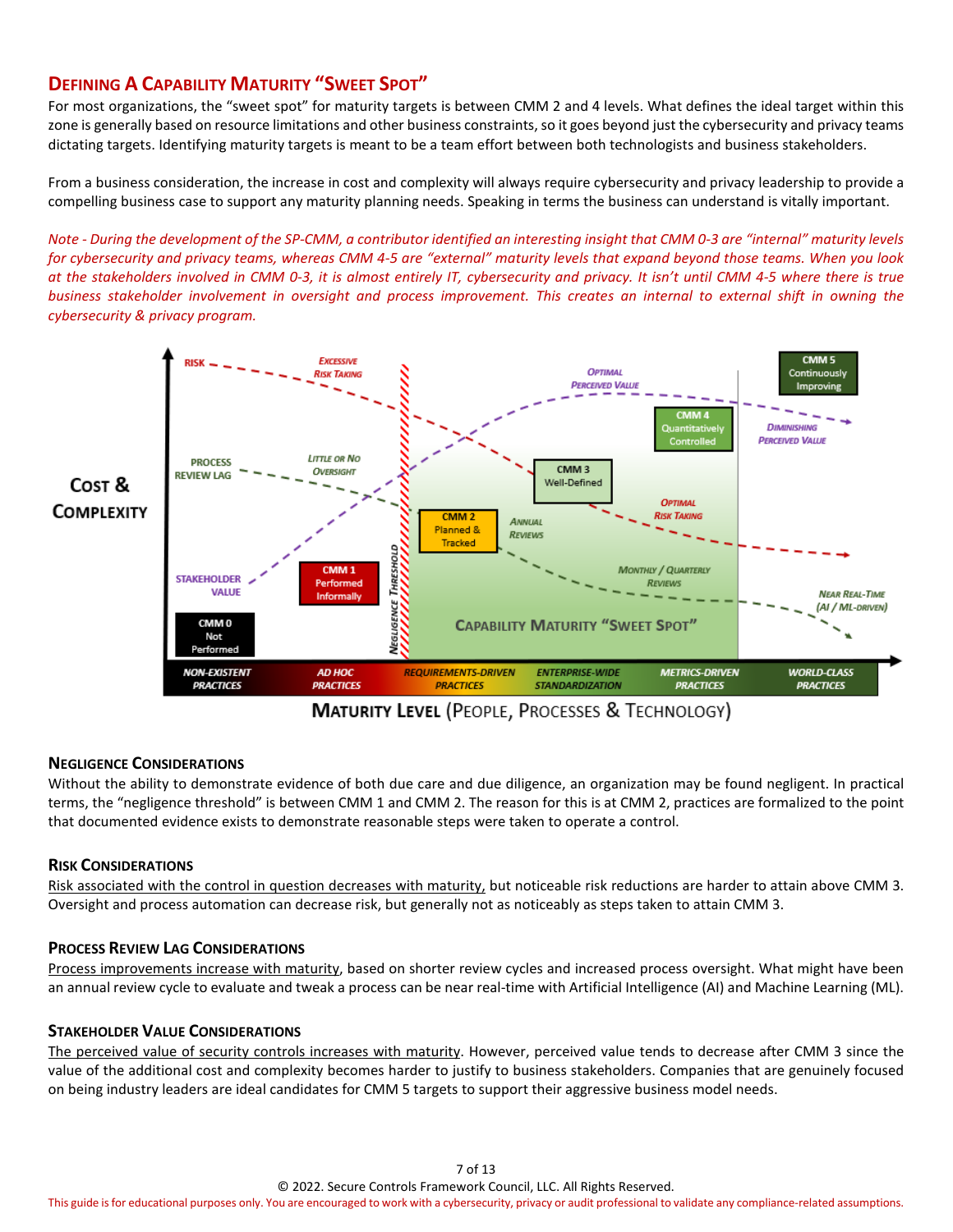## Defining A Capability Maturity "Sweet Spot"

For most organizations, the "sweet spot" for maturity targets is between CMM 2 and 4 levels. What defines the ideal target within this zone is generally based on resource limitations and other business constraints, so it goes beyond just the cybersecurity and privacy teams dictating targets. Identifying maturity targets is meant to be a team effort between both technologists and business stakeholders.

From a business consideration, the increase in cost and complexity will always require cybersecurity and privacy leadership to provide a compelling business case to support any maturity planning needs. Speaking in terms the business can understand is vitally important.

*Note - During the development of the SP-CMM, a contributor identified an interesting insight that CMM 0-3 are "internal" maturity levels for cybersecurity and privacy teams, whereas CMM 4-5 are "external" maturity levels that expand beyond those teams. When you look at the stakeholders involved in CMM 0-3, it is almost entirely IT, cybersecurity and privacy. It isn't until CMM 4-5 where there is true business stakeholder involvement in oversight and process improvement. This creates an internal to external shift in owning the cybersecurity & privacy program.*

### Negligence Considerations

Without the ability to demonstrate evidence of both due care and due diligence, an organization may be found negligent. In practical terms, the "negligence threshold" is between CMM 1 and CMM 2. The reason for this is at CMM 2, practices are formalized to the point that documented evidence exists to demonstrate reasonable steps were taken to operate a control.

### Risk Considerations

Risk associated with the control in question decreases with maturity, but noticeable risk reductions are harder to attain above CMM 3. Oversight and process automation can decrease risk, but generally not as noticeably as steps taken to attain CMM 3.

### Process Review Lag Considerations

Process improvements increase with maturity, based on shorter review cycles and increased process oversight. What might have been an annual review cycle to evaluate and tweak a process can be near real-time with Artificial Intelligence (AI) and Machine Learning (ML).

### Stakeholder Value Considerations

The perceived value of security controls increases with maturity. However, perceived value tends to decrease after CMM 3 since the value of the additional cost and complexity becomes harder to justify to business stakeholders. Companies that are genuinely focused on being industry leaders are ideal candidates for CMM 5 targets to support their aggressive business model needs.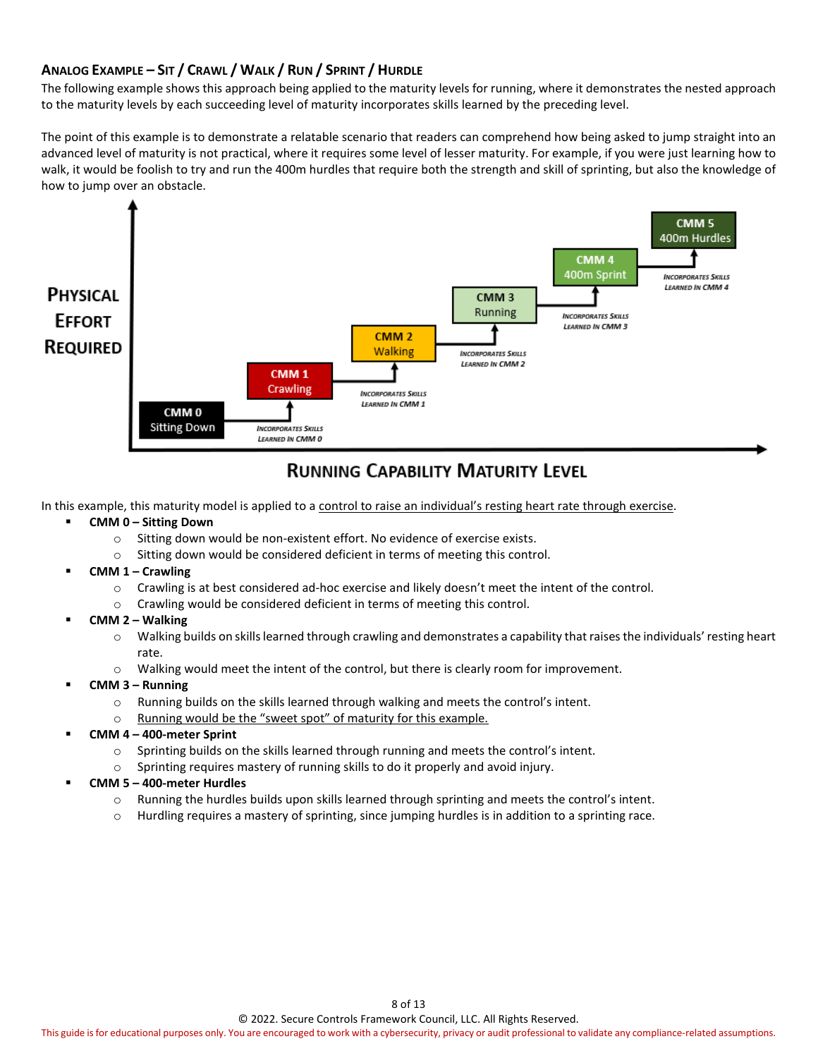### Analog Example – Sit / Crawl / Walk / Run / Sprint / Hurdle

The following example shows this approach being applied to the maturity levels for running, where it demonstrates the nested approach to the maturity levels by each succeeding level of maturity incorporates skills learned by the preceding level.

The point of this example is to demonstrate a relatable scenario that readers can comprehend how being asked to jump straight into an advanced level of maturity is not practical, where it requires some level of lesser maturity. For example, if you were just learning how to walk, it would be foolish to try and run the 400m hurdles that require both the strength and skill of sprinting, but also the knowledge of how to jump over an obstacle.

Physical Effort Required

CMM 0 Sitting Down → Incorporates Skills Learned In CMM 0 → CMM 1 Crawling → Incorporates Skills Learned In CMM 1 → CMM 2 Walking → Incorporates Skills Learned In CMM 2 → CMM 3 Running → Incorporates Skills Learned In CMM 3 → CMM 4 400m Sprint → Incorporates Skills Learned In CMM 4 → CMM 5 400m Hurdles

Running Capability Maturity Level

In this example, this maturity model is applied to a control to raise an individual's resting heart rate through exercise.

- **CMM 0 – Sitting Down**
  - Sitting down would be non-existent effort. No evidence of exercise exists.
  - Sitting down would be considered deficient in terms of meeting this control.
- **CMM 1 – Crawling**
  - Crawling is at best considered ad-hoc exercise and likely doesn't meet the intent of the control.
  - Crawling would be considered deficient in terms of meeting this control.
- **CMM 2 – Walking**
  - Walking builds on skills learned through crawling and demonstrates a capability that raises the individuals' resting heart rate.
  - Walking would meet the intent of the control, but there is clearly room for improvement.
- **CMM 3 – Running**
  - Running builds on the skills learned through walking and meets the control's intent.
  - Running would be the "sweet spot" of maturity for this example.
- **CMM 4 – 400-meter Sprint**
  - Sprinting builds on the skills learned through running and meets the control's intent.
  - Sprinting requires mastery of running skills to do it properly and avoid injury.
- **CMM 5 – 400-meter Hurdles**
  - Running the hurdles builds upon skills learned through sprinting and meets the control's intent.
  - Hurdling requires a mastery of sprinting, since jumping hurdles is in addition to a sprinting race.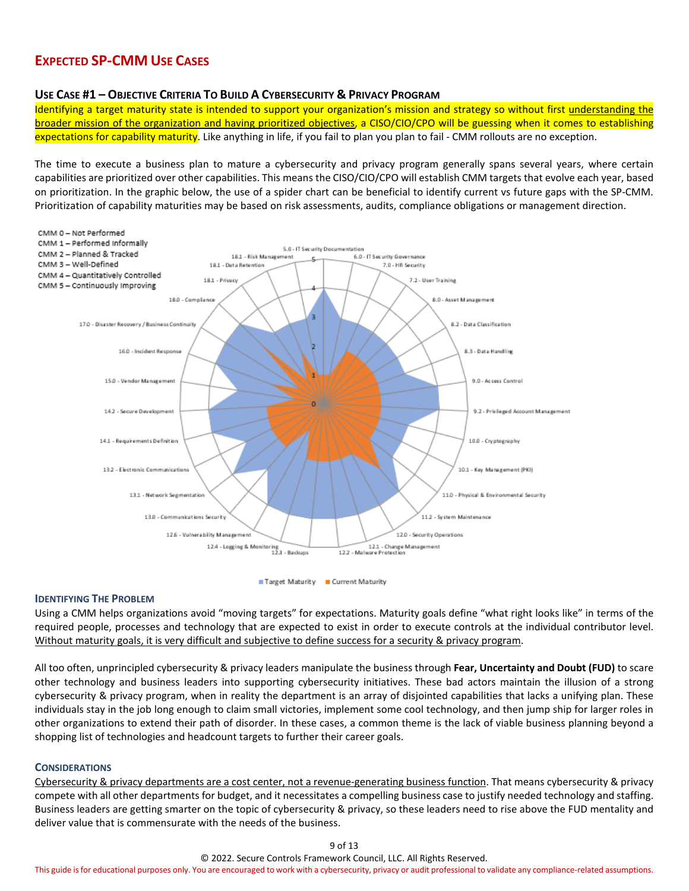## EXPECTED SP-CMM USE CASES

### USE CASE #1 – OBJECTIVE CRITERIA TO BUILD A CYBERSECURITY & PRIVACY PROGRAM

Identifying a target maturity state is intended to support your organization's mission and strategy so without first understanding the broader mission of the organization and having prioritized objectives, a CISO/CIO/CPO will be guessing when it comes to establishing expectations for capability maturity. Like anything in life, if you fail to plan you plan to fail - CMM rollouts are no exception.

The time to execute a business plan to mature a cybersecurity and privacy program generally spans several years, where certain capabilities are prioritized over other capabilities. This means the CISO/CIO/CPO will establish CMM targets that evolve each year, based on prioritization. In the graphic below, the use of a spider chart can be beneficial to identify current vs future gaps with the SP-CMM. Prioritization of capability maturities may be based on risk assessments, audits, compliance obligations or management direction.

CMM 0 – Not Performed
CMM 1 – Performed Informally
CMM 2 – Planned & Tracked
CMM 3 – Well-Defined
CMM 4 – Quantitatively Controlled
CMM 5 – Continuously Improving

Target Maturity | Current Maturity

#### IDENTIFYING THE PROBLEM

Using a CMM helps organizations avoid "moving targets" for expectations. Maturity goals define "what right looks like" in terms of the required people, processes and technology that are expected to exist in order to execute controls at the individual contributor level. Without maturity goals, it is very difficult and subjective to define success for a security & privacy program.

All too often, unprincipled cybersecurity & privacy leaders manipulate the business through **Fear, Uncertainty and Doubt (FUD)** to scare other technology and business leaders into supporting cybersecurity initiatives. These bad actors maintain the illusion of a strong cybersecurity & privacy program, when in reality the department is an array of disjointed capabilities that lacks a unifying plan. These individuals stay in the job long enough to claim small victories, implement some cool technology, and then jump ship for larger roles in other organizations to extend their path of disorder. In these cases, a common theme is the lack of viable business planning beyond a shopping list of technologies and headcount targets to further their career goals.

#### CONSIDERATIONS

Cybersecurity & privacy departments are a cost center, not a revenue-generating business function. That means cybersecurity & privacy compete with all other departments for budget, and it necessitates a compelling business case to justify needed technology and staffing. Business leaders are getting smarter on the topic of cybersecurity & privacy, so these leaders need to rise above the FUD mentality and deliver value that is commensurate with the needs of the business.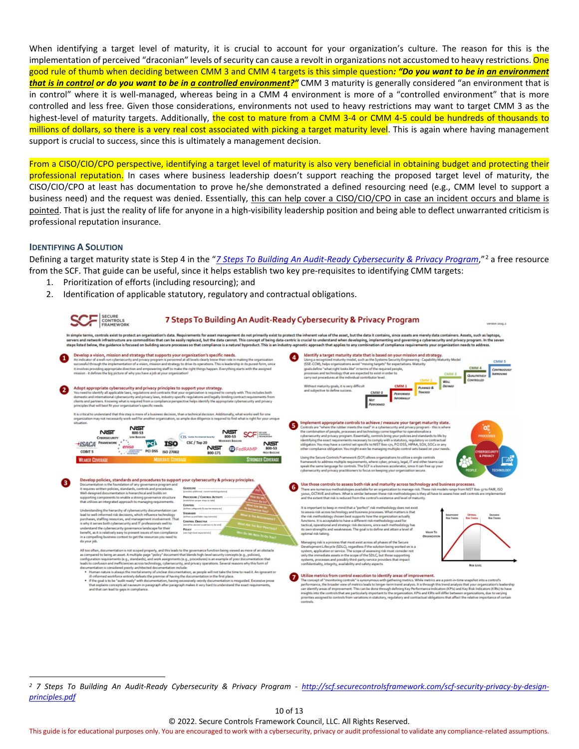When identifying a target level of maturity, it is crucial to account for your organization's culture. The reason for this is the implementation of perceived "draconian" levels of security can cause a revolt in organizations not accustomed to heavy restrictions. One good rule of thumb when deciding between CMM 3 and CMM 4 targets is this simple question: ***"Do you want to be in an environment that is in control or do you want to be in a controlled environment?"*** CMM 3 maturity is generally considered "an environment that is in control" where it is well-managed, whereas being in a CMM 4 environment is more of a "controlled environment" that is more controlled and less free. Given those considerations, environments not used to heavy restrictions may want to target CMM 3 as the highest-level of maturity targets. Additionally, the cost to mature from a CMM 3-4 or CMM 4-5 could be hundreds of thousands to millions of dollars, so there is a very real cost associated with picking a target maturity level. This is again where having management support is crucial to success, since this is ultimately a management decision.

From a CISO/CIO/CPO perspective, identifying a target level of maturity is also very beneficial in obtaining budget and protecting their professional reputation. In cases where business leadership doesn't support reaching the proposed target level of maturity, the CISO/CIO/CPO at least has documentation to prove he/she demonstrated a defined resourcing need (e.g., CMM level to support a business need) and the request was denied. Essentially, this can help cover a CISO/CIO/CPO in case an incident occurs and blame is pointed. That is just the reality of life for anyone in a high-visibility leadership position and being able to deflect unwarranted criticism is professional reputation insurance.

## IDENTIFYING A SOLUTION

Defining a target maturity state is Step 4 in the "*7 Steps To Building An Audit-Ready Cybersecurity & Privacy Program*,"[2] a free resource from the SCF. That guide can be useful, since it helps establish two key pre-requisites to identifying CMM targets:

1. Prioritization of efforts (including resourcing); and
2. Identification of applicable statutory, regulatory and contractual obligations.

[2] *7 Steps To Building An Audit-Ready Cybersecurity & Privacy Program* - http://scf.securecontrolsframework.com/scf-security-privacy-by-design-principles.pdf

© 2022. Secure Controls Framework Council, LLC. All Rights Reserved.
This guide is for educational purposes only. You are encouraged to work with a cybersecurity, privacy or audit professional to validate any compliance-related assumptions.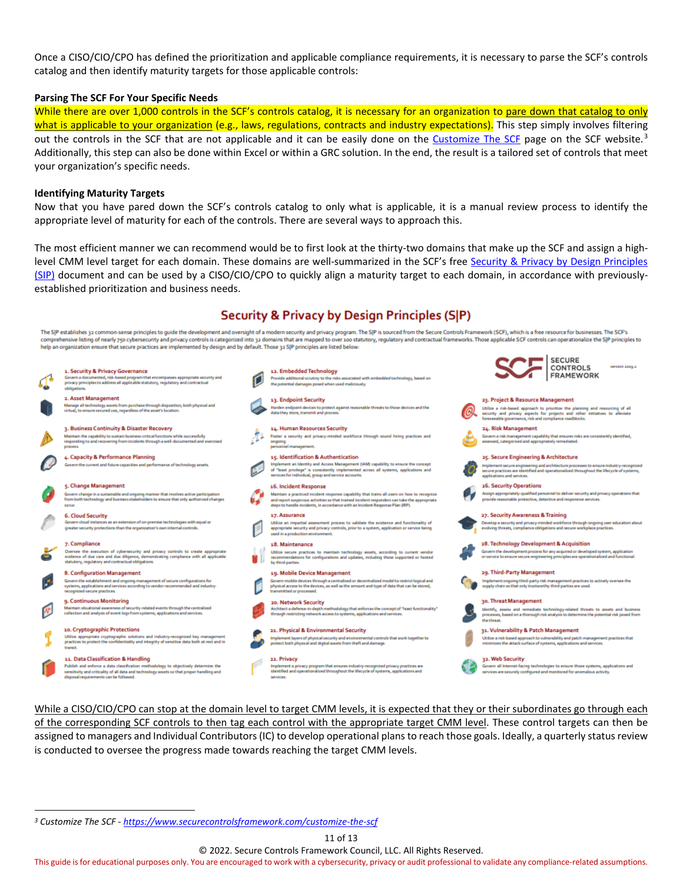Once a CISO/CIO/CPO has defined the prioritization and applicable compliance requirements, it is necessary to parse the SCF's controls catalog and then identify maturity targets for those applicable controls:

**Parsing The SCF For Your Specific Needs**

While there are over 1,000 controls in the SCF's controls catalog, it is necessary for an organization to pare down that catalog to only what is applicable to your organization (e.g., laws, regulations, contracts and industry expectations). This step simply involves filtering out the controls in the SCF that are not applicable and it can be easily done on the Customize The SCF page on the SCF website.[3] Additionally, this step can also be done within Excel or within a GRC solution. In the end, the result is a tailored set of controls that meet your organization's specific needs.

**Identifying Maturity Targets**

Now that you have pared down the SCF's controls catalog to only what is applicable, it is a manual review process to identify the appropriate level of maturity for each of the controls. There are several ways to approach this.

The most efficient manner we can recommend would be to first look at the thirty-two domains that make up the SCF and assign a high-level CMM level target for each domain. These domains are well-summarized in the SCF's free Security & Privacy by Design Principles (SIP) document and can be used by a CISO/CIO/CPO to quickly align a maturity target to each domain, in accordance with previously-established prioritization and business needs.

## Security & Privacy by Design Principles (S|P)

The S|P establishes 32 common-sense principles to guide the development and oversight of a modern security and privacy program. The S|P is sourced from the Secure Controls Framework (SCF), which is a free resource for businesses. The SCF's comprehensive listing of nearly 750 cybersecurity and privacy controls is categorized into 32 domains that are mapped to over 100 statutory, regulatory and contractual frameworks. Those applicable SCF controls can operationalize the S|P principles to help an organization ensure that secure practices are implemented by design and by default. Those 32 S|P principles are listed below:

SCF SECURE CONTROLS FRAMEWORK version 2019.2

1. **Security & Privacy Governance** – Govern a documented, risk-based program that encompasses appropriate security and privacy principles to address all applicable statutory, regulatory and contractual obligations.
2. **Asset Management** – Manage all technology assets from purchase through disposition, both physical and virtual, to ensure secured use, regardless of the asset's location.
3. **Business Continuity & Disaster Recovery** – Maintain the capability to sustain business-critical functions while successfully responding to and recovering from incidents through a well-documented and exercised process.
4. **Capacity & Performance Planning** – Govern the current and future capacities and performance of technology assets.
5. **Change Management** – Govern change in a sustainable and ongoing manner that involves active participation from both technology and business stakeholders to ensure that only authorized changes occur.
6. **Cloud Security** – Govern cloud instances as an extension of on-premise technologies with equal or greater security protections than the organization's own internal controls.
7. **Compliance** – Oversee the execution of cybersecurity and privacy controls to create appropriate evidence of due care and due diligence, demonstrating compliance with all applicable statutory, regulatory and contractual obligations.
8. **Configuration Management** – Govern the establishment and ongoing management of secure configurations for systems, applications and services according to vendor-recommended and industry-recognized secure practices.
9. **Continuous Monitoring** – Maintain situational awareness of security-related events through the centralized collection and analysis of event logs from systems, applications and services.
10. **Cryptographic Protections** – Utilize appropriate cryptographic solutions and industry-recognized key management practices to protect the confidentiality and integrity of sensitive data both at rest and in transit.
11. **Data Classification & Handling** – Publish and enforce a data classification methodology to objectively determine the sensitivity and criticality of all data and technology assets so that proper handling and disposal requirements can be followed.
12. **Embedded Technology** – Provide additional scrutiny to the risks associated with embedded technology, based on the potential damages posed when used maliciously.
13. **Endpoint Security** – Harden endpoint devices to protect against reasonable threats to those devices and the data they store, transmit and process.
14. **Human Resources Security** – Foster a security and privacy-minded workforce through sound hiring practices and ongoing personnel management.
15. **Identification & Authentication** – Implement an Identity and Access Management (IAM) capability to ensure the concept of "least privilege" is consistently implemented across all systems, applications and services for individual, group and service accounts.
16. **Incident Response** – Maintain a practiced incident response capability that trains all users on how to recognize and report suspicious activities so that trained incident responders can take the appropriate steps to handle incidents, in accordance with an Incident Response Plan (IRP).
17. **Assurance** – Utilize an impartial assessment process to validate the existence and functionality of appropriate security and privacy controls, prior to a system, application or service being used in a production environment.
18. **Maintenance** – Utilize secure practices to maintain technology assets, according to current vendor recommendations for configurations and updates, including those supported or hosted by third-parties.
19. **Mobile Device Management** – Govern mobile devices through a centralized or decentralized model to restrict logical and physical access to the devices, as well as the amount and type of data that can be stored, transmitted or processed.
20. **Network Security** – Architect a defense-in-depth methodology that enforces the concept of "least functionality" through restricting network access to systems, applications and services.
21. **Physical & Environmental Security** – Implement layers of physical security and environmental controls that work together to protect both physical and digital assets from theft and damage.
22. **Privacy** – Implement a privacy program that ensures industry-recognized privacy practices are identified and operationalized throughout the lifecycle of systems, applications and services.
23. **Project & Resource Management** – Utilize a risk-based approach to prioritize the planning and resourcing of all security and privacy aspects for projects and other initiatives to alleviate foreseeable governance, risk and compliance roadblocks.
24. **Risk Management** – Govern a risk management capability that ensures risks are consistently identified, assessed, categorized and appropriately remediated.
25. **Secure Engineering & Architecture** – Implement secure engineering and architecture processes to ensure industry-recognized secure practices are identified and operationalized throughout the lifecycle of systems, applications and services.
26. **Security Operations** – Assign appropriately-qualified personnel to deliver security and privacy operations that provide reasonable protective, detective and responsive services.
27. **Security Awareness & Training** – Develop a security and privacy-minded workforce through ongoing user education about evolving threats, compliance obligations and secure workplace practices.
28. **Technology Development & Acquisition** – Govern the development process for any acquired or developed system, application or service to ensure secure engineering principles are operationalized and functional.
29. **Third-Party Management** – Implement ongoing third-party risk management practices to actively oversee the supply chain so that only trustworthy third-parties are used.
30. **Threat Management** – Identify, assess and remediate technology-related threats to assets and business processes, based on a thorough risk analysis to determine the potential risk posed from the threat.
31. **Vulnerability & Patch Management** – Utilize a risk-based approach to vulnerability and patch management practices that minimizes the attack surface of systems, applications and services.
32. **Web Security** – Govern all Internet-facing technologies to ensure those systems, applications and services are securely configured and monitored for anomalous activity.

While a CISO/CIO/CPO can stop at the domain level to target CMM levels, it is expected that they or their subordinates go through each of the corresponding SCF controls to then tag each control with the appropriate target CMM level. These control targets can then be assigned to managers and Individual Contributors (IC) to develop operational plans to reach those goals. Ideally, a quarterly status review is conducted to oversee the progress made towards reaching the target CMM levels.

[3] *Customize The SCF* - https://www.securecontrolsframework.com/customize-the-scf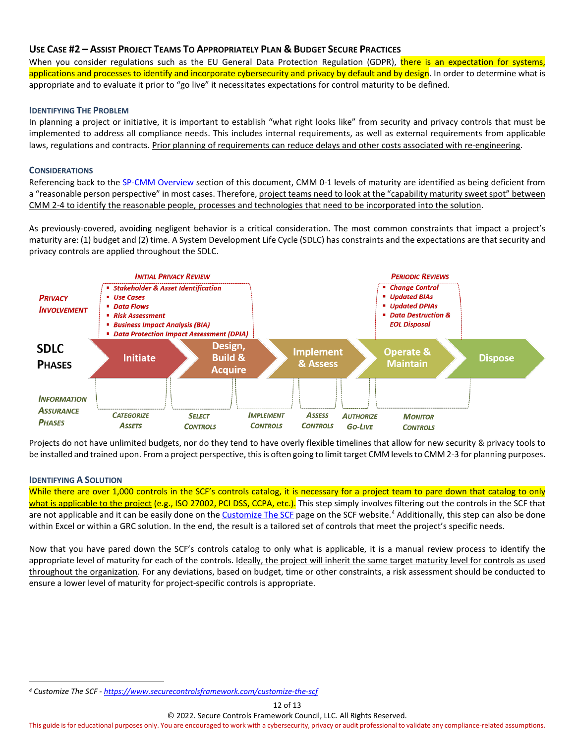### Use Case #2 – Assist Project Teams To Appropriately Plan & Budget Secure Practices

When you consider regulations such as the EU General Data Protection Regulation (GDPR), there is an expectation for systems, applications and processes to identify and incorporate cybersecurity and privacy by default and by design. In order to determine what is appropriate and to evaluate it prior to "go live" it necessitates expectations for control maturity to be defined.

#### Identifying The Problem

In planning a project or initiative, it is important to establish "what right looks like" from security and privacy controls that must be implemented to address all compliance needs. This includes internal requirements, as well as external requirements from applicable laws, regulations and contracts. Prior planning of requirements can reduce delays and other costs associated with re-engineering.

#### Considerations

Referencing back to the SP-CMM Overview section of this document, CMM 0-1 levels of maturity are identified as being deficient from a "reasonable person perspective" in most cases. Therefore, project teams need to look at the "capability maturity sweet spot" between CMM 2-4 to identify the reasonable people, processes and technologies that need to be incorporated into the solution.

As previously-covered, avoiding negligent behavior is a critical consideration. The most common constraints that impact a project's maturity are: (1) budget and (2) time. A System Development Life Cycle (SDLC) has constraints and the expectations are that security and privacy controls are applied throughout the SDLC.

*Privacy Involvement*

*Initial Privacy Review*
- *Stakeholder & Asset Identification*
- *Use Cases*
- *Data Flows*
- *Risk Assessment*
- *Business Impact Analysis (BIA)*
- *Data Protection Impact Assessment (DPIA)*

*Periodic Reviews*
- *Change Control*
- *Updated BIAs*
- *Updated DPIAs*
- *Data Destruction & EOL Disposal*

**SDLC Phases:** Initiate → Design, Build & Acquire → Implement & Assess → Operate & Maintain → Dispose

*Information Assurance Phases:* *Categorize Assets* · *Select Controls* · *Implement Controls* · *Assess Controls* · *Authorize Go-Live* · *Monitor Controls*

Projects do not have unlimited budgets, nor do they tend to have overly flexible timelines that allow for new security & privacy tools to be installed and trained upon. From a project perspective, this is often going to limit target CMM levels to CMM 2-3 for planning purposes.

#### Identifying A Solution

While there are over 1,000 controls in the SCF's controls catalog, it is necessary for a project team to pare down that catalog to only what is applicable to the project (e.g., ISO 27002, PCI DSS, CCPA, etc.). This step simply involves filtering out the controls in the SCF that are not applicable and it can be easily done on the Customize The SCF page on the SCF website.[4] Additionally, this step can also be done within Excel or within a GRC solution. In the end, the result is a tailored set of controls that meet the project's specific needs.

Now that you have pared down the SCF's controls catalog to only what is applicable, it is a manual review process to identify the appropriate level of maturity for each of the controls. Ideally, the project will inherit the same target maturity level for controls as used throughout the organization. For any deviations, based on budget, time or other constraints, a risk assessment should be conducted to ensure a lower level of maturity for project-specific controls is appropriate.

---

[4] *Customize The SCF - https://www.securecontrolsframework.com/customize-the-scf*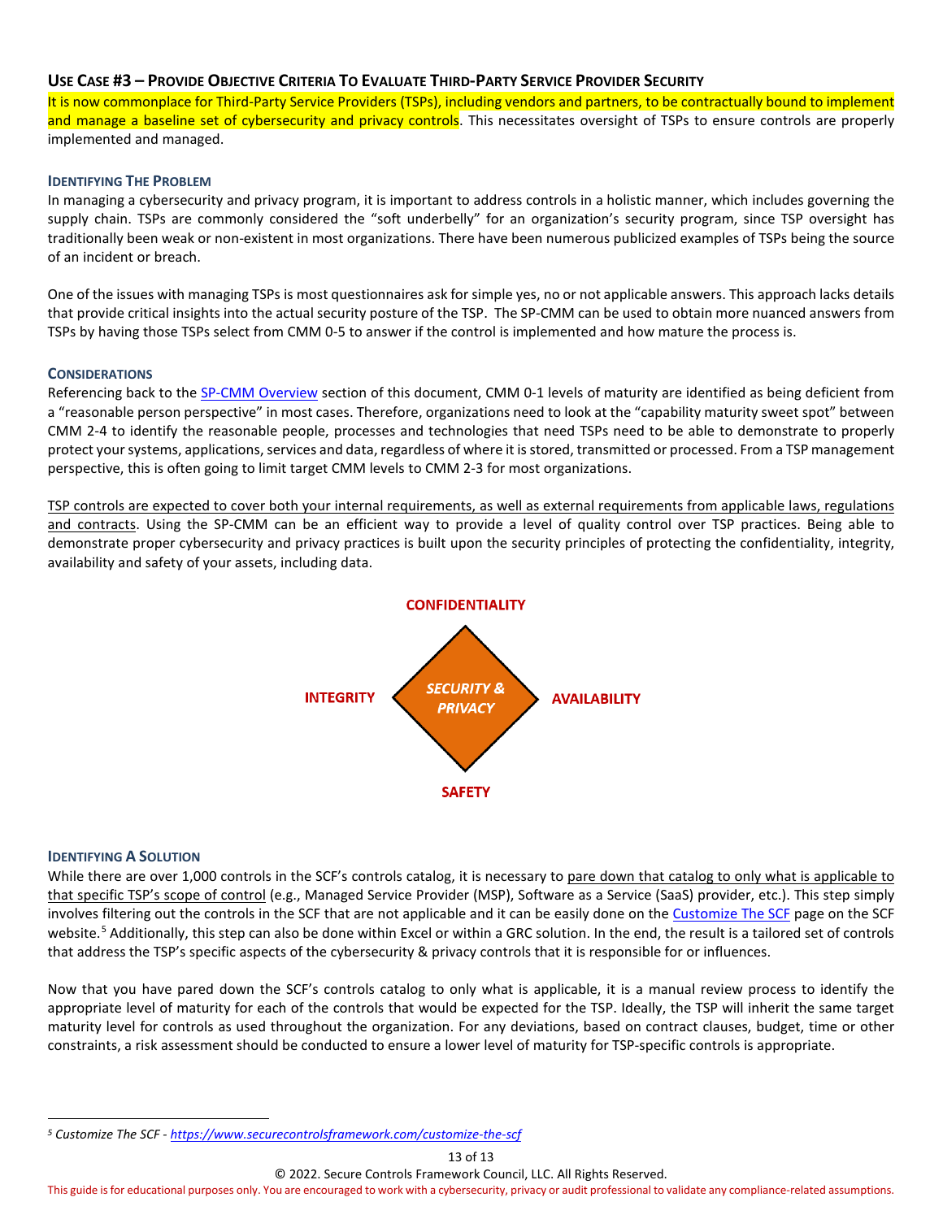## USE CASE #3 – PROVIDE OBJECTIVE CRITERIA TO EVALUATE THIRD-PARTY SERVICE PROVIDER SECURITY

It is now commonplace for Third-Party Service Providers (TSPs), including vendors and partners, to be contractually bound to implement and manage a baseline set of cybersecurity and privacy controls. This necessitates oversight of TSPs to ensure controls are properly implemented and managed.

### IDENTIFYING THE PROBLEM

In managing a cybersecurity and privacy program, it is important to address controls in a holistic manner, which includes governing the supply chain. TSPs are commonly considered the "soft underbelly" for an organization's security program, since TSP oversight has traditionally been weak or non-existent in most organizations. There have been numerous publicized examples of TSPs being the source of an incident or breach.

One of the issues with managing TSPs is most questionnaires ask for simple yes, no or not applicable answers. This approach lacks details that provide critical insights into the actual security posture of the TSP. The SP-CMM can be used to obtain more nuanced answers from TSPs by having those TSPs select from CMM 0-5 to answer if the control is implemented and how mature the process is.

### CONSIDERATIONS

Referencing back to the SP-CMM Overview section of this document, CMM 0-1 levels of maturity are identified as being deficient from a "reasonable person perspective" in most cases. Therefore, organizations need to look at the "capability maturity sweet spot" between CMM 2-4 to identify the reasonable people, processes and technologies that need TSPs need to be able to demonstrate to properly protect your systems, applications, services and data, regardless of where it is stored, transmitted or processed. From a TSP management perspective, this is often going to limit target CMM levels to CMM 2-3 for most organizations.

TSP controls are expected to cover both your internal requirements, as well as external requirements from applicable laws, regulations and contracts. Using the SP-CMM can be an efficient way to provide a level of quality control over TSP practices. Being able to demonstrate proper cybersecurity and privacy practices is built upon the security principles of protecting the confidentiality, integrity, availability and safety of your assets, including data.

CONFIDENTIALITY

INTEGRITY

SECURITY & PRIVACY

AVAILABILITY

SAFETY

### IDENTIFYING A SOLUTION

While there are over 1,000 controls in the SCF's controls catalog, it is necessary to pare down that catalog to only what is applicable to that specific TSP's scope of control (e.g., Managed Service Provider (MSP), Software as a Service (SaaS) provider, etc.). This step simply involves filtering out the controls in the SCF that are not applicable and it can be easily done on the Customize The SCF page on the SCF website.[5] Additionally, this step can also be done within Excel or within a GRC solution. In the end, the result is a tailored set of controls that address the TSP's specific aspects of the cybersecurity & privacy controls that it is responsible for or influences.

Now that you have pared down the SCF's controls catalog to only what is applicable, it is a manual review process to identify the appropriate level of maturity for each of the controls that would be expected for the TSP. Ideally, the TSP will inherit the same target maturity level for controls as used throughout the organization. For any deviations, based on contract clauses, budget, time or other constraints, a risk assessment should be conducted to ensure a lower level of maturity for TSP-specific controls is appropriate.

---

[5] *Customize The SCF - https://www.securecontrolsframework.com/customize-the-scf*

© 2022. Secure Controls Framework Council, LLC. All Rights Reserved.

This guide is for educational purposes only. You are encouraged to work with a cybersecurity, privacy or audit professional to validate any compliance-related assumptions.